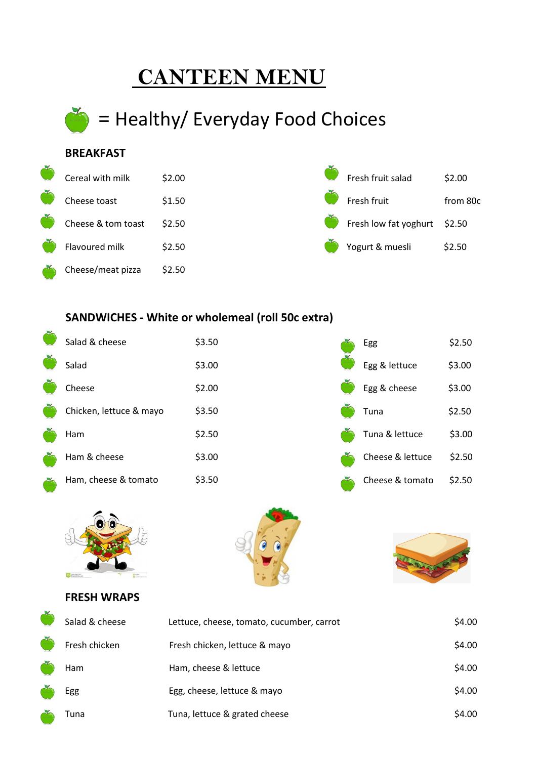# CANTEEN MENU

🍏 = Healthy/ Everyday Food Choices

## BREAKFAST

| Item | Price |
|---|---|
| Cereal with milk | $2.00 |
| Cheese toast | $1.50 |
| Cheese & tom toast | $2.50 |
| Flavoured milk | $2.50 |
| Cheese/meat pizza | $2.50 |
| Fresh fruit salad | $2.00 |
| Fresh fruit | from 80c |
| Fresh low fat yoghurt | $2.50 |
| Yogurt & muesli | $2.50 |

## SANDWICHES - White or wholemeal (roll 50c extra)

| Item | Price |
|---|---|
| Salad & cheese | $3.50 |
| Salad | $3.00 |
| Cheese | $2.00 |
| Chicken, lettuce & mayo | $3.50 |
| Ham | $2.50 |
| Ham & cheese | $3.00 |
| Ham, cheese & tomato | $3.50 |
| Egg | $2.50 |
| Egg & lettuce | $3.00 |
| Egg & cheese | $3.00 |
| Tuna | $2.50 |
| Tuna & lettuce | $3.00 |
| Cheese & lettuce | $2.50 |
| Cheese & tomato | $2.50 |

## FRESH WRAPS

| Item | Contents | Price |
|---|---|---|
| Salad & cheese | Lettuce, cheese, tomato, cucumber, carrot | $4.00 |
| Fresh chicken | Fresh chicken, lettuce & mayo | $4.00 |
| Ham | Ham, cheese & lettuce | $4.00 |
| Egg | Egg, cheese, lettuce & mayo | $4.00 |
| Tuna | Tuna, lettuce & grated cheese | $4.00 |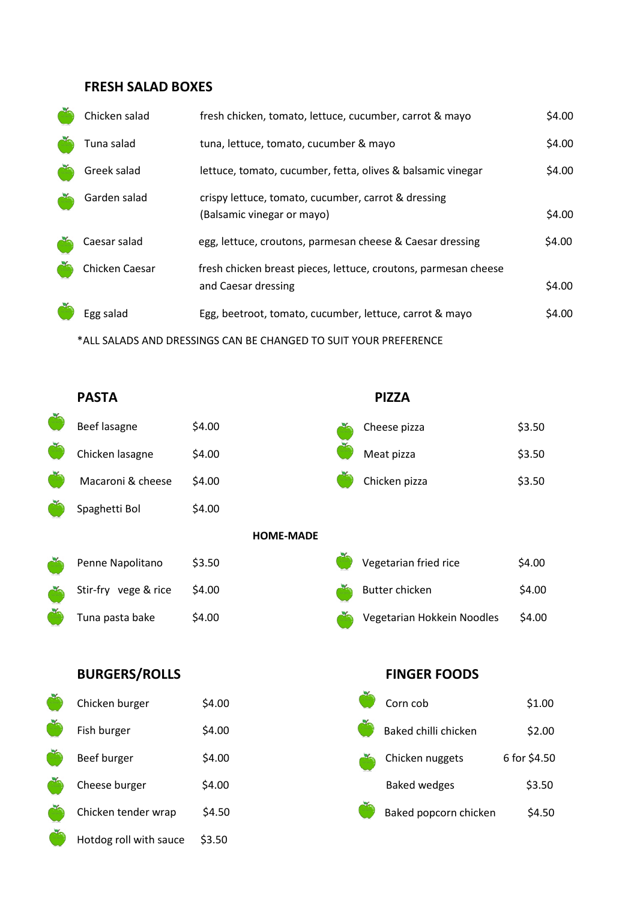## FRESH SALAD BOXES

| Item | Description | Price |
|---|---|---|
| Chicken salad | fresh chicken, tomato, lettuce, cucumber, carrot & mayo | $4.00 |
| Tuna salad | tuna, lettuce, tomato, cucumber & mayo | $4.00 |
| Greek salad | lettuce, tomato, cucumber, fetta, olives & balsamic vinegar | $4.00 |
| Garden salad | crispy lettuce, tomato, cucumber, carrot & dressing (Balsamic vinegar or mayo) | $4.00 |
| Caesar salad | egg, lettuce, croutons, parmesan cheese & Caesar dressing | $4.00 |
| Chicken Caesar | fresh chicken breast pieces, lettuce, croutons, parmesan cheese and Caesar dressing | $4.00 |
| Egg salad | Egg, beetroot, tomato, cucumber, lettuce, carrot & mayo | $4.00 |

*ALL SALADS AND DRESSINGS CAN BE CHANGED TO SUIT YOUR PREFERENCE

## PASTA

| Item | Price |
|---|---|
| Beef lasagne | $4.00 |
| Chicken lasagne | $4.00 |
| Macaroni & cheese | $4.00 |
| Spaghetti Bol | $4.00 |

## PIZZA

| Item | Price |
|---|---|
| Cheese pizza | $3.50 |
| Meat pizza | $3.50 |
| Chicken pizza | $3.50 |

## HOME-MADE

| Item | Price |
|---|---|
| Penne Napolitano | $3.50 |
| Stir-fry vege & rice | $4.00 |
| Tuna pasta bake | $4.00 |
| Vegetarian fried rice | $4.00 |
| Butter chicken | $4.00 |
| Vegetarian Hokkein Noodles | $4.00 |

## BURGERS/ROLLS

| Item | Price |
|---|---|
| Chicken burger | $4.00 |
| Fish burger | $4.00 |
| Beef burger | $4.00 |
| Cheese burger | $4.00 |
| Chicken tender wrap | $4.50 |
| Hotdog roll with sauce | $3.50 |

## FINGER FOODS

| Item | Price |
|---|---|
| Corn cob | $1.00 |
| Baked chilli chicken | $2.00 |
| Chicken nuggets | 6 for $4.50 |
| Baked wedges | $3.50 |
| Baked popcorn chicken | $4.50 |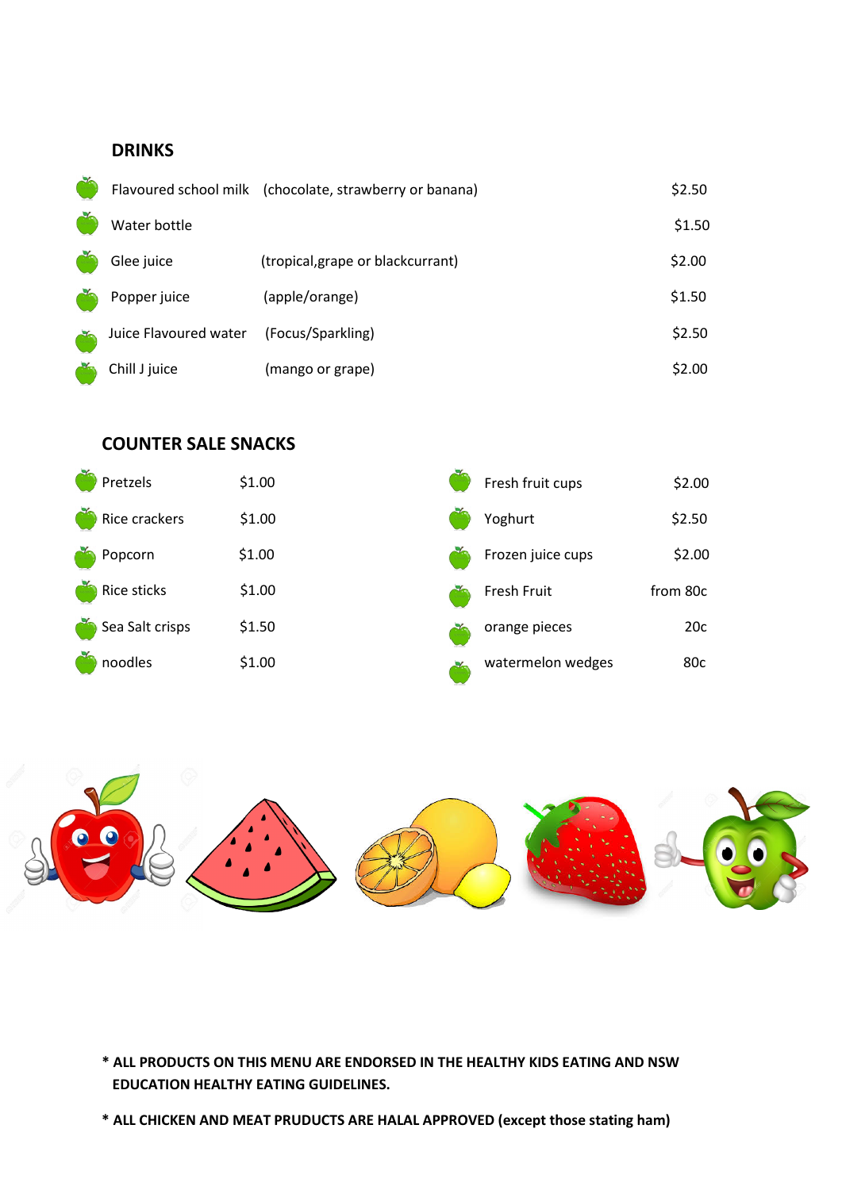## DRINKS

| | | |
|---|---|---|
| Flavoured school milk | (chocolate, strawberry or banana) | $2.50 |
| Water bottle | | $1.50 |
| Glee juice | (tropical,grape or blackcurrant) | $2.00 |
| Popper juice | (apple/orange) | $1.50 |
| Juice Flavoured water | (Focus/Sparkling) | $2.50 |
| Chill J juice | (mango or grape) | $2.00 |

## COUNTER SALE SNACKS

| | |
|---|---|
| Pretzels | $1.00 |
| Rice crackers | $1.00 |
| Popcorn | $1.00 |
| Rice sticks | $1.00 |
| Sea Salt crisps | $1.50 |
| noodles | $1.00 |
| Fresh fruit cups | $2.00 |
| Yoghurt | $2.50 |
| Frozen juice cups | $2.00 |
| Fresh Fruit | from 80c |
| orange pieces | 20c |
| watermelon wedges | 80c |

**\* ALL PRODUCTS ON THIS MENU ARE ENDORSED IN THE HEALTHY KIDS EATING AND NSW EDUCATION HEALTHY EATING GUIDELINES.**

**\* ALL CHICKEN AND MEAT PRUDUCTS ARE HALAL APPROVED (except those stating ham)**